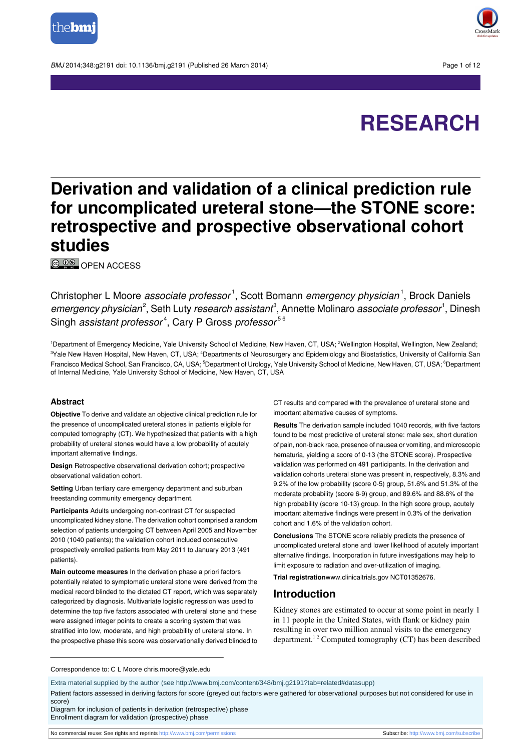# Derivation and validation of a clinical prediction rule for uncomplicated ureteral stone—the STONE score: retrospective and prospective observational cohort studies

OPEN ACCESS

Christopher L Moore *associate professor*[1], Scott Bomann *emergency physician*[1], Brock Daniels *emergency physician*[2], Seth Luty *research assistant*[3], Annette Molinaro *associate professor*[1], Dinesh Singh *assistant professor*[4], Cary P Gross *professor*[5,6]

[1]Department of Emergency Medicine, Yale University School of Medicine, New Haven, CT, USA; [2]Wellington Hospital, Wellington, New Zealand; [3]Yale New Haven Hospital, New Haven, CT, USA; [4]Departments of Neurosurgery and Epidemiology and Biostatistics, University of California San Francisco Medical School, San Francisco, CA, USA; [5]Department of Urology, Yale University School of Medicine, New Haven, CT, USA; [6]Department of Internal Medicine, Yale University School of Medicine, New Haven, CT, USA

## Abstract

**Objective** To derive and validate an objective clinical prediction rule for the presence of uncomplicated ureteral stones in patients eligible for computed tomography (CT). We hypothesized that patients with a high probability of ureteral stones would have a low probability of acutely important alternative findings.

**Design** Retrospective observational derivation cohort; prospective observational validation cohort.

**Setting** Urban tertiary care emergency department and suburban freestanding community emergency department.

**Participants** Adults undergoing non-contrast CT for suspected uncomplicated kidney stone. The derivation cohort comprised a random selection of patients undergoing CT between April 2005 and November 2010 (1040 patients); the validation cohort included consecutive prospectively enrolled patients from May 2011 to January 2013 (491 patients).

**Main outcome measures** In the derivation phase a priori factors potentially related to symptomatic ureteral stone were derived from the medical record blinded to the dictated CT report, which was separately categorized by diagnosis. Multivariate logistic regression was used to determine the top five factors associated with ureteral stone and these were assigned integer points to create a scoring system that was stratified into low, moderate, and high probability of ureteral stone. In the prospective phase this score was observationally derived blinded to CT results and compared with the prevalence of ureteral stone and important alternative causes of symptoms.

**Results** The derivation sample included 1040 records, with five factors found to be most predictive of ureteral stone: male sex, short duration of pain, non-black race, presence of nausea or vomiting, and microscopic hematuria, yielding a score of 0-13 (the STONE score). Prospective validation was performed on 491 participants. In the derivation and validation cohorts ureteral stone was present in, respectively, 8.3% and 9.2% of the low probability (score 0-5) group, 51.6% and 51.3% of the moderate probability (score 6-9) group, and 89.6% and 88.6% of the high probability (score 10-13) group. In the high score group, acutely important alternative findings were present in 0.3% of the derivation cohort and 1.6% of the validation cohort.

**Conclusions** The STONE score reliably predicts the presence of uncomplicated ureteral stone and lower likelihood of acutely important alternative findings. Incorporation in future investigations may help to limit exposure to radiation and over-utilization of imaging.

**Trial registration** www.clinicaltrials.gov NCT01352676.

## Introduction

Kidney stones are estimated to occur at some point in nearly 1 in 11 people in the United States, with flank or kidney pain resulting in over two million annual visits to the emergency department.[1,2] Computed tomography (CT) has been described

---

Correspondence to: C L Moore chris.moore@yale.edu

Extra material supplied by the author (see http://www.bmj.com/content/348/bmj.g2191?tab=related#datasupp)

Patient factors assessed in deriving factors for score (greyed out factors were gathered for observational purposes but not considered for use in score)

Diagram for inclusion of patients in derivation (retrospective) phase

Enrollment diagram for validation (prospective) phase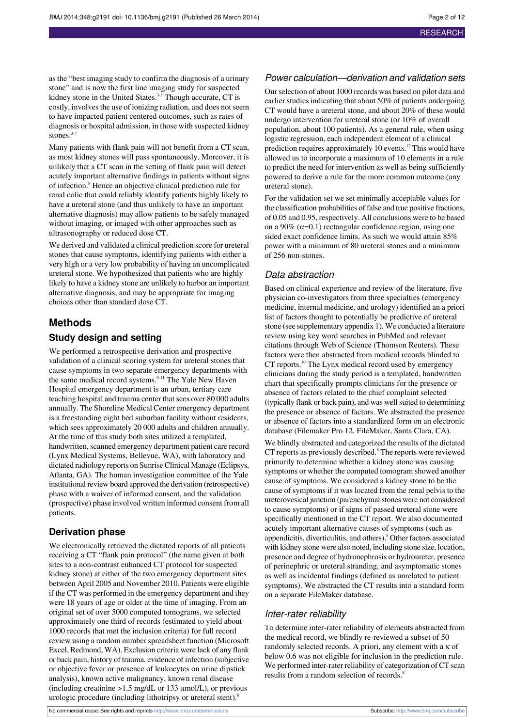as the "best imaging study to confirm the diagnosis of a urinary stone" and is now the first line imaging study for suspected kidney stone in the United States.[3-5] Though accurate, CT is costly, involves the use of ionizing radiation, and does not seem to have impacted patient centered outcomes, such as rates of diagnosis or hospital admission, in those with suspected kidney stones.[3-7]

Many patients with flank pain will not benefit from a CT scan, as most kidney stones will pass spontaneously. Moreover, it is unlikely that a CT scan in the setting of flank pain will detect acutely important alternative findings in patients without signs of infection.[8] Hence an objective clinical prediction rule for renal colic that could reliably identify patients highly likely to have a ureteral stone (and thus unlikely to have an important alternative diagnosis) may allow patients to be safely managed without imaging, or imaged with other approaches such as ultrasonography or reduced dose CT.

We derived and validated a clinical prediction score for ureteral stones that cause symptoms, identifying patients with either a very high or a very low probability of having an uncomplicated ureteral stone. We hypothesized that patients who are highly likely to have a kidney stone are unlikely to harbor an important alternative diagnosis, and may be appropriate for imaging choices other than standard dose CT.

## Methods

### Study design and setting

We performed a retrospective derivation and prospective validation of a clinical scoring system for ureteral stones that cause symptoms in two separate emergency departments with the same medical record systems.[9-11] The Yale New Haven Hospital emergency department is an urban, tertiary care teaching hospital and trauma center that sees over 80 000 adults annually. The Shoreline Medical Center emergency department is a freestanding eight bed suburban facility without residents, which sees approximately 20 000 adults and children annually. At the time of this study both sites utilized a templated, handwritten, scanned emergency department patient care record (Lynx Medical Systems, Bellevue, WA), with laboratory and dictated radiology reports on Sunrise Clinical Manage (Eclipsys, Atlanta, GA). The human investigation committee of the Yale institutional review board approved the derivation (retrospective) phase with a waiver of informed consent, and the validation (prospective) phase involved written informed consent from all patients.

### Derivation phase

We electronically retrieved the dictated reports of all patients receiving a CT "flank pain protocol" (the name given at both sites to a non-contrast enhanced CT protocol for suspected kidney stone) at either of the two emergency department sites between April 2005 and November 2010. Patients were eligible if the CT was performed in the emergency department and they were 18 years of age or older at the time of imaging. From an original set of over 5000 computed tomograms, we selected approximately one third of records (estimated to yield about 1000 records that met the inclusion criteria) for full record review using a random number spreadsheet function (Microsoft Excel, Redmond, WA). Exclusion criteria were lack of any flank or back pain, history of trauma, evidence of infection (subjective or objective fever or presence of leukocytes on urine dipstick analysis), known active malignancy, known renal disease (including creatinine >1.5 mg/dL or 133 μmol/L), or previous urologic procedure (including lithotripsy or ureteral stent).[8]

### *Power calculation—derivation and validation sets*

Our selection of about 1000 records was based on pilot data and earlier studies indicating that about 50% of patients undergoing CT would have a ureteral stone, and about 20% of these would undergo intervention for ureteral stone (or 10% of overall population, about 100 patients). As a general rule, when using logistic regression, each independent element of a clinical prediction requires approximately 10 events.[12] This would have allowed us to incorporate a maximum of 10 elements in a rule to predict the need for intervention as well as being sufficiently powered to derive a rule for the more common outcome (any ureteral stone).

For the validation set we set minimally acceptable values for the classification probabilities of false and true positive fractions, of 0.05 and 0.95, respectively. All conclusions were to be based on a 90% ($\alpha$=0.1) rectangular confidence region, using one sided exact confidence limits. As such we would attain 85% power with a minimum of 80 ureteral stones and a minimum of 256 non-stones.

### *Data abstraction*

Based on clinical experience and review of the literature, five physician co-investigators from three specialties (emergency medicine, internal medicine, and urology) identified an a priori list of factors thought to potentially be predictive of ureteral stone (see supplementary appendix 1). We conducted a literature review using key word searches in PubMed and relevant citations through Web of Science (Thomson Reuters). These factors were then abstracted from medical records blinded to CT reports.[10] The Lynx medical record used by emergency clinicians during the study period is a templated, handwritten chart that specifically prompts clinicians for the presence or absence of factors related to the chief complaint selected (typically flank or back pain), and was well suited to determining the presence or absence of factors. We abstracted the presence or absence of factors into a standardized form on an electronic database (Filemaker Pro 12, FileMaker, Santa Clara, CA).

We blindly abstracted and categorized the results of the dictated CT reports as previously described.[8] The reports were reviewed primarily to determine whether a kidney stone was causing symptoms or whether the computed tomogram showed another cause of symptoms. We considered a kidney stone to be the cause of symptoms if it was located from the renal pelvis to the ureterovesical junction (parenchymal stones were not considered to cause symptoms) or if signs of passed ureteral stone were specifically mentioned in the CT report. We also documented acutely important alternative causes of symptoms (such as appendicitis, diverticulitis, and others).[8] Other factors associated with kidney stone were also noted, including stone size, location, presence and degree of hydronephrosis or hydroureter, presence of perinephric or ureteral stranding, and asymptomatic stones as well as incidental findings (defined as unrelated to patient symptoms). We abstracted the CT results into a standard form on a separate FileMaker database.

### *Inter-rater reliability*

To determine inter-rater reliability of elements abstracted from the medical record, we blindly re-reviewed a subset of 50 randomly selected records. A priori, any element with a $\kappa$ of below 0.6 was not eligible for inclusion in the prediction rule. We performed inter-rater reliability of categorization of CT scan results from a random selection of records.[8]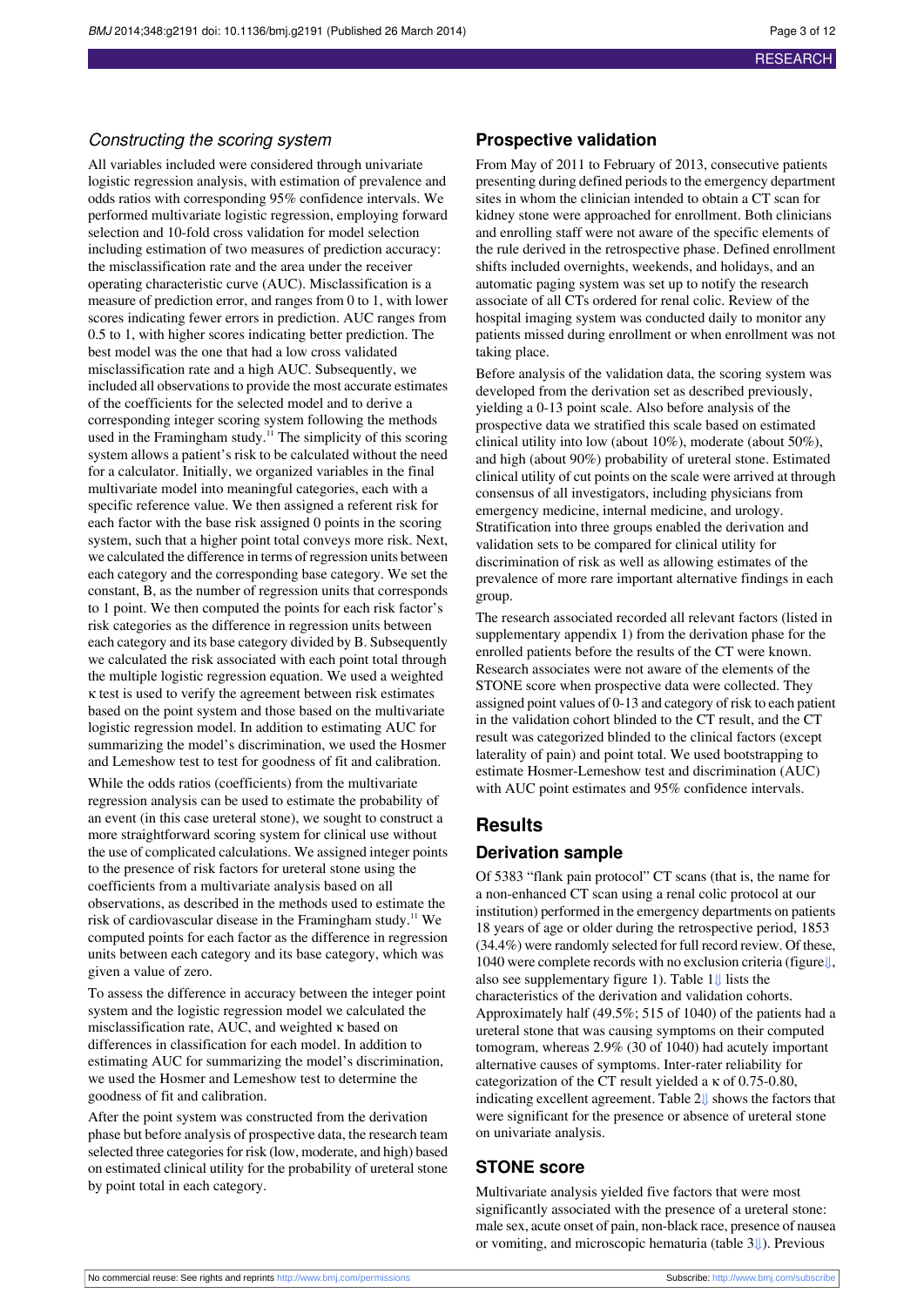### *Constructing the scoring system*

All variables included were considered through univariate logistic regression analysis, with estimation of prevalence and odds ratios with corresponding 95% confidence intervals. We performed multivariate logistic regression, employing forward selection and 10-fold cross validation for model selection including estimation of two measures of prediction accuracy: the misclassification rate and the area under the receiver operating characteristic curve (AUC). Misclassification is a measure of prediction error, and ranges from 0 to 1, with lower scores indicating fewer errors in prediction. AUC ranges from 0.5 to 1, with higher scores indicating better prediction. The best model was the one that had a low cross validated misclassification rate and a high AUC. Subsequently, we included all observations to provide the most accurate estimates of the coefficients for the selected model and to derive a corresponding integer scoring system following the methods used in the Framingham study.[11] The simplicity of this scoring system allows a patient's risk to be calculated without the need for a calculator. Initially, we organized variables in the final multivariate model into meaningful categories, each with a specific reference value. We then assigned a referent risk for each factor with the base risk assigned 0 points in the scoring system, such that a higher point total conveys more risk. Next, we calculated the difference in terms of regression units between each category and the corresponding base category. We set the constant, B, as the number of regression units that corresponds to 1 point. We then computed the points for each risk factor's risk categories as the difference in regression units between each category and its base category divided by B. Subsequently we calculated the risk associated with each point total through the multiple logistic regression equation. We used a weighted κ test is used to verify the agreement between risk estimates based on the point system and those based on the multivariate logistic regression model. In addition to estimating AUC for summarizing the model's discrimination, we used the Hosmer and Lemeshow test to test for goodness of fit and calibration.

While the odds ratios (coefficients) from the multivariate regression analysis can be used to estimate the probability of an event (in this case ureteral stone), we sought to construct a more straightforward scoring system for clinical use without the use of complicated calculations. We assigned integer points to the presence of risk factors for ureteral stone using the coefficients from a multivariate analysis based on all observations, as described in the methods used to estimate the risk of cardiovascular disease in the Framingham study.[11] We computed points for each factor as the difference in regression units between each category and its base category, which was given a value of zero.

To assess the difference in accuracy between the integer point system and the logistic regression model we calculated the misclassification rate, AUC, and weighted κ based on differences in classification for each model. In addition to estimating AUC for summarizing the model's discrimination, we used the Hosmer and Lemeshow test to determine the goodness of fit and calibration.

After the point system was constructed from the derivation phase but before analysis of prospective data, the research team selected three categories for risk (low, moderate, and high) based on estimated clinical utility for the probability of ureteral stone by point total in each category.

## Prospective validation

From May of 2011 to February of 2013, consecutive patients presenting during defined periods to the emergency department sites in whom the clinician intended to obtain a CT scan for kidney stone were approached for enrollment. Both clinicians and enrolling staff were not aware of the specific elements of the rule derived in the retrospective phase. Defined enrollment shifts included overnights, weekends, and holidays, and an automatic paging system was set up to notify the research associate of all CTs ordered for renal colic. Review of the hospital imaging system was conducted daily to monitor any patients missed during enrollment or when enrollment was not taking place.

Before analysis of the validation data, the scoring system was developed from the derivation set as described previously, yielding a 0-13 point scale. Also before analysis of the prospective data we stratified this scale based on estimated clinical utility into low (about 10%), moderate (about 50%), and high (about 90%) probability of ureteral stone. Estimated clinical utility of cut points on the scale were arrived at through consensus of all investigators, including physicians from emergency medicine, internal medicine, and urology. Stratification into three groups enabled the derivation and validation sets to be compared for clinical utility for discrimination of risk as well as allowing estimates of the prevalence of more rare important alternative findings in each group.

The research associated recorded all relevant factors (listed in supplementary appendix 1) from the derivation phase for the enrolled patients before the results of the CT were known. Research associates were not aware of the elements of the STONE score when prospective data were collected. They assigned point values of 0-13 and category of risk to each patient in the validation cohort blinded to the CT result, and the CT result was categorized blinded to the clinical factors (except laterality of pain) and point total. We used bootstrapping to estimate Hosmer-Lemeshow test and discrimination (AUC) with AUC point estimates and 95% confidence intervals.

# Results

## Derivation sample

Of 5383 "flank pain protocol" CT scans (that is, the name for a non-enhanced CT scan using a renal colic protocol at our institution) performed in the emergency departments on patients 18 years of age or older during the retrospective period, 1853 (34.4%) were randomly selected for full record review. Of these, 1040 were complete records with no exclusion criteria (figure, also see supplementary figure 1). Table 1 lists the characteristics of the derivation and validation cohorts. Approximately half (49.5%; 515 of 1040) of the patients had a ureteral stone that was causing symptoms on their computed tomogram, whereas 2.9% (30 of 1040) had acutely important alternative causes of symptoms. Inter-rater reliability for categorization of the CT result yielded a κ of 0.75-0.80, indicating excellent agreement. Table 2 shows the factors that were significant for the presence or absence of ureteral stone on univariate analysis.

## STONE score

Multivariate analysis yielded five factors that were most significantly associated with the presence of a ureteral stone: male sex, acute onset of pain, non-black race, presence of nausea or vomiting, and microscopic hematuria (table 3). Previous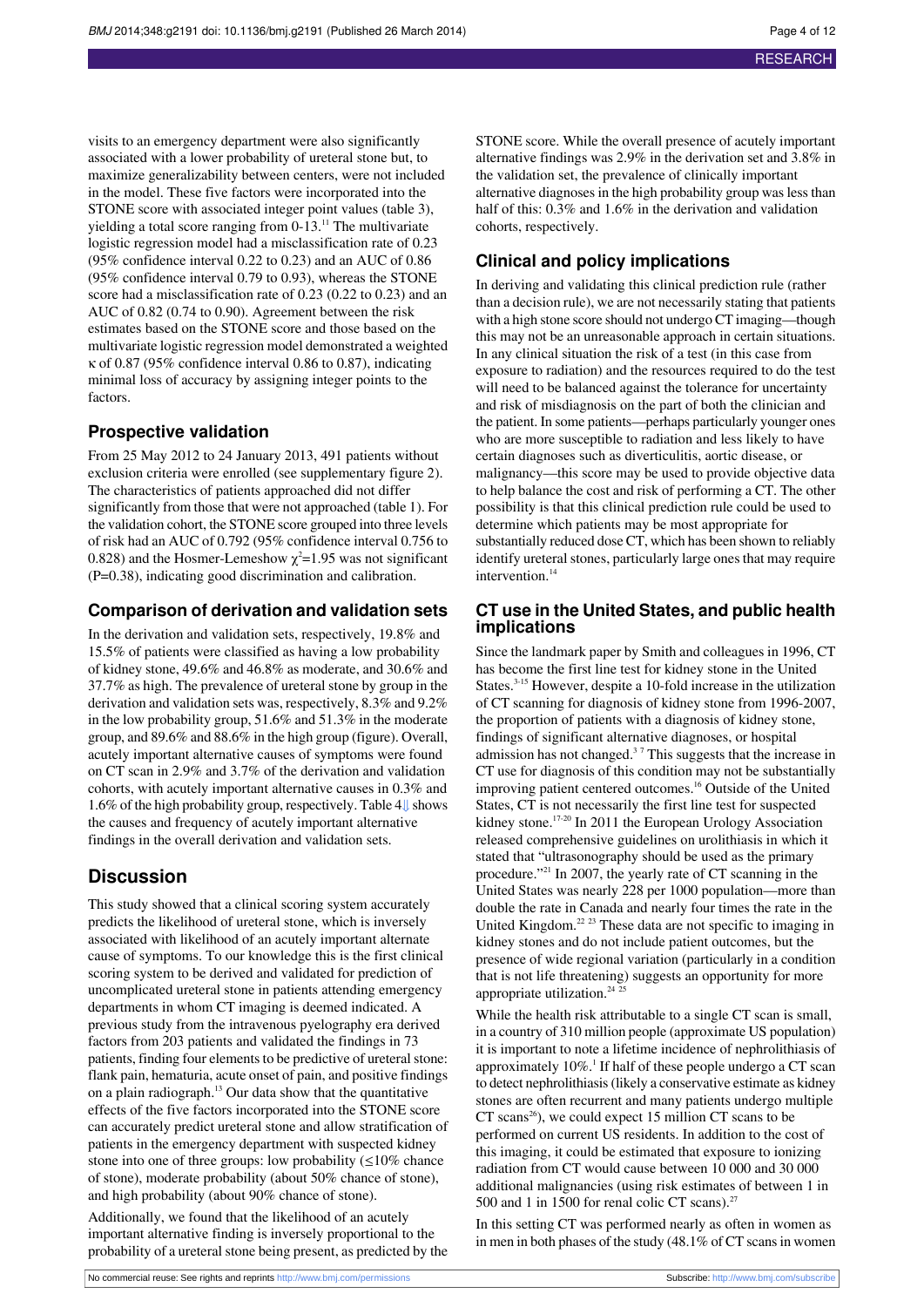visits to an emergency department were also significantly associated with a lower probability of ureteral stone but, to maximize generalizability between centers, were not included in the model. These five factors were incorporated into the STONE score with associated integer point values (table 3), yielding a total score ranging from 0-13.[11] The multivariate logistic regression model had a misclassification rate of 0.23 (95% confidence interval 0.22 to 0.23) and an AUC of 0.86 (95% confidence interval 0.79 to 0.93), whereas the STONE score had a misclassification rate of 0.23 (0.22 to 0.23) and an AUC of 0.82 (0.74 to 0.90). Agreement between the risk estimates based on the STONE score and those based on the multivariate logistic regression model demonstrated a weighted κ of 0.87 (95% confidence interval 0.86 to 0.87), indicating minimal loss of accuracy by assigning integer points to the factors.

## Prospective validation

From 25 May 2012 to 24 January 2013, 491 patients without exclusion criteria were enrolled (see supplementary figure 2). The characteristics of patients approached did not differ significantly from those that were not approached (table 1). For the validation cohort, the STONE score grouped into three levels of risk had an AUC of 0.792 (95% confidence interval 0.756 to 0.828) and the Hosmer-Lemeshow $\chi^2$=1.95 was not significant (P=0.38), indicating good discrimination and calibration.

## Comparison of derivation and validation sets

In the derivation and validation sets, respectively, 19.8% and 15.5% of patients were classified as having a low probability of kidney stone, 49.6% and 46.8% as moderate, and 30.6% and 37.7% as high. The prevalence of ureteral stone by group in the derivation and validation sets was, respectively, 8.3% and 9.2% in the low probability group, 51.6% and 51.3% in the moderate group, and 89.6% and 88.6% in the high group (figure). Overall, acutely important alternative causes of symptoms were found on CT scan in 2.9% and 3.7% of the derivation and validation cohorts, with acutely important alternative causes in 0.3% and 1.6% of the high probability group, respectively. Table 4⇓ shows the causes and frequency of acutely important alternative findings in the overall derivation and validation sets.

# Discussion

This study showed that a clinical scoring system accurately predicts the likelihood of ureteral stone, which is inversely associated with likelihood of an acutely important alternate cause of symptoms. To our knowledge this is the first clinical scoring system to be derived and validated for prediction of uncomplicated ureteral stone in patients attending emergency departments in whom CT imaging is deemed indicated. A previous study from the intravenous pyelography era derived factors from 203 patients and validated the findings in 73 patients, finding four elements to be predictive of ureteral stone: flank pain, hematuria, acute onset of pain, and positive findings on a plain radiograph.[13] Our data show that the quantitative effects of the five factors incorporated into the STONE score can accurately predict ureteral stone and allow stratification of patients in the emergency department with suspected kidney stone into one of three groups: low probability (≤10% chance of stone), moderate probability (about 50% chance of stone), and high probability (about 90% chance of stone).

Additionally, we found that the likelihood of an acutely important alternative finding is inversely proportional to the probability of a ureteral stone being present, as predicted by the STONE score. While the overall presence of acutely important alternative findings was 2.9% in the derivation set and 3.8% in the validation set, the prevalence of clinically important alternative diagnoses in the high probability group was less than half of this: 0.3% and 1.6% in the derivation and validation cohorts, respectively.

## Clinical and policy implications

In deriving and validating this clinical prediction rule (rather than a decision rule), we are not necessarily stating that patients with a high stone score should not undergo CT imaging—though this may not be an unreasonable approach in certain situations. In any clinical situation the risk of a test (in this case from exposure to radiation) and the resources required to do the test will need to be balanced against the tolerance for uncertainty and risk of misdiagnosis on the part of both the clinician and the patient. In some patients—perhaps particularly younger ones who are more susceptible to radiation and less likely to have certain diagnoses such as diverticulitis, aortic disease, or malignancy—this score may be used to provide objective data to help balance the cost and risk of performing a CT. The other possibility is that this clinical prediction rule could be used to determine which patients may be most appropriate for substantially reduced dose CT, which has been shown to reliably identify ureteral stones, particularly large ones that may require intervention.[14]

## CT use in the United States, and public health implications

Since the landmark paper by Smith and colleagues in 1996, CT has become the first line test for kidney stone in the United States.[3-15] However, despite a 10-fold increase in the utilization of CT scanning for diagnosis of kidney stone from 1996-2007, the proportion of patients with a diagnosis of kidney stone, findings of significant alternative diagnoses, or hospital admission has not changed.[3 7] This suggests that the increase in CT use for diagnosis of this condition may not be substantially improving patient centered outcomes.[16] Outside of the United States, CT is not necessarily the first line test for suspected kidney stone.[17-20] In 2011 the European Urology Association released comprehensive guidelines on urolithiasis in which it stated that "ultrasonography should be used as the primary procedure."[21] In 2007, the yearly rate of CT scanning in the United States was nearly 228 per 1000 population—more than double the rate in Canada and nearly four times the rate in the United Kingdom.[22 23] These data are not specific to imaging in kidney stones and do not include patient outcomes, but the presence of wide regional variation (particularly in a condition that is not life threatening) suggests an opportunity for more appropriate utilization.[24 25]

While the health risk attributable to a single CT scan is small, in a country of 310 million people (approximate US population) it is important to note a lifetime incidence of nephrolithiasis of approximately 10%.[1] If half of these people undergo a CT scan to detect nephrolithiasis (likely a conservative estimate as kidney stones are often recurrent and many patients undergo multiple CT scans[26]), we could expect 15 million CT scans to be performed on current US residents. In addition to the cost of this imaging, it could be estimated that exposure to ionizing radiation from CT would cause between 10 000 and 30 000 additional malignancies (using risk estimates of between 1 in 500 and 1 in 1500 for renal colic CT scans).[27]

In this setting CT was performed nearly as often in women as in men in both phases of the study (48.1% of CT scans in women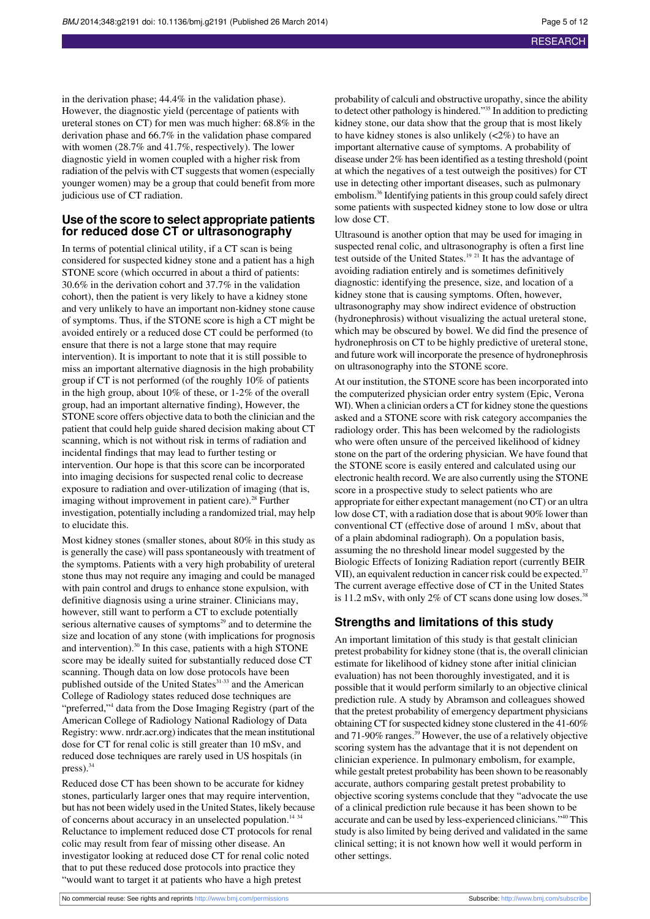in the derivation phase; 44.4% in the validation phase). However, the diagnostic yield (percentage of patients with ureteral stones on CT) for men was much higher: 68.8% in the derivation phase and 66.7% in the validation phase compared with women (28.7% and 41.7%, respectively). The lower diagnostic yield in women coupled with a higher risk from radiation of the pelvis with CT suggests that women (especially younger women) may be a group that could benefit from more judicious use of CT radiation.

## Use of the score to select appropriate patients for reduced dose CT or ultrasonography

In terms of potential clinical utility, if a CT scan is being considered for suspected kidney stone and a patient has a high STONE score (which occurred in about a third of patients: 30.6% in the derivation cohort and 37.7% in the validation cohort), then the patient is very likely to have a kidney stone and very unlikely to have an important non-kidney stone cause of symptoms. Thus, if the STONE score is high a CT might be avoided entirely or a reduced dose CT could be performed (to ensure that there is not a large stone that may require intervention). It is important to note that it is still possible to miss an important alternative diagnosis in the high probability group if CT is not performed (of the roughly 10% of patients in the high group, about 10% of these, or 1-2% of the overall group, had an important alternative finding), However, the STONE score offers objective data to both the clinician and the patient that could help guide shared decision making about CT scanning, which is not without risk in terms of radiation and incidental findings that may lead to further testing or intervention. Our hope is that this score can be incorporated into imaging decisions for suspected renal colic to decrease exposure to radiation and over-utilization of imaging (that is, imaging without improvement in patient care).[28] Further investigation, potentially including a randomized trial, may help to elucidate this.

Most kidney stones (smaller stones, about 80% in this study as is generally the case) will pass spontaneously with treatment of the symptoms. Patients with a very high probability of ureteral stone thus may not require any imaging and could be managed with pain control and drugs to enhance stone expulsion, with definitive diagnosis using a urine strainer. Clinicians may, however, still want to perform a CT to exclude potentially serious alternative causes of symptoms[29] and to determine the size and location of any stone (with implications for prognosis and intervention).[30] In this case, patients with a high STONE score may be ideally suited for substantially reduced dose CT scanning. Though data on low dose protocols have been published outside of the United States[31-33] and the American College of Radiology states reduced dose techniques are "preferred,"[4] data from the Dose Imaging Registry (part of the American College of Radiology National Radiology of Data Registry: www.nrdr.acr.org) indicates that the mean institutional dose for CT for renal colic is still greater than 10 mSv, and reduced dose techniques are rarely used in US hospitals (in press).[34]

Reduced dose CT has been shown to be accurate for kidney stones, particularly larger ones that may require intervention, but has not been widely used in the United States, likely because of concerns about accuracy in an unselected population.[14 34] Reluctance to implement reduced dose CT protocols for renal colic may result from fear of missing other disease. An investigator looking at reduced dose CT for renal colic noted that to put these reduced dose protocols into practice they "would want to target it at patients who have a high pretest probability of calculi and obstructive uropathy, since the ability to detect other pathology is hindered."[35] In addition to predicting kidney stone, our data show that the group that is most likely to have kidney stones is also unlikely (<2%) to have an important alternative cause of symptoms. A probability of disease under 2% has been identified as a testing threshold (point at which the negatives of a test outweigh the positives) for CT use in detecting other important diseases, such as pulmonary embolism.[36] Identifying patients in this group could safely direct some patients with suspected kidney stone to low dose or ultra low dose CT.

Ultrasound is another option that may be used for imaging in suspected renal colic, and ultrasonography is often a first line test outside of the United States.[19 21] It has the advantage of avoiding radiation entirely and is sometimes definitively diagnostic: identifying the presence, size, and location of a kidney stone that is causing symptoms. Often, however, ultrasonography may show indirect evidence of obstruction (hydronephrosis) without visualizing the actual ureteral stone, which may be obscured by bowel. We did find the presence of hydronephrosis on CT to be highly predictive of ureteral stone, and future work will incorporate the presence of hydronephrosis on ultrasonography into the STONE score.

At our institution, the STONE score has been incorporated into the computerized physician order entry system (Epic, Verona WI). When a clinician orders a CT for kidney stone the questions asked and a STONE score with risk category accompanies the radiology order. This has been welcomed by the radiologists who were often unsure of the perceived likelihood of kidney stone on the part of the ordering physician. We have found that the STONE score is easily entered and calculated using our electronic health record. We are also currently using the STONE score in a prospective study to select patients who are appropriate for either expectant management (no CT) or an ultra low dose CT, with a radiation dose that is about 90% lower than conventional CT (effective dose of around 1 mSv, about that of a plain abdominal radiograph). On a population basis, assuming the no threshold linear model suggested by the Biologic Effects of Ionizing Radiation report (currently BEIR VII), an equivalent reduction in cancer risk could be expected.[37] The current average effective dose of CT in the United States is 11.2 mSv, with only 2% of CT scans done using low doses.[38]

## Strengths and limitations of this study

An important limitation of this study is that gestalt clinician pretest probability for kidney stone (that is, the overall clinician estimate for likelihood of kidney stone after initial clinician evaluation) has not been thoroughly investigated, and it is possible that it would perform similarly to an objective clinical prediction rule. A study by Abramson and colleagues showed that the pretest probability of emergency department physicians obtaining CT for suspected kidney stone clustered in the 41-60% and 71-90% ranges.[39] However, the use of a relatively objective scoring system has the advantage that it is not dependent on clinician experience. In pulmonary embolism, for example, while gestalt pretest probability has been shown to be reasonably accurate, authors comparing gestalt pretest probability to objective scoring systems conclude that they "advocate the use of a clinical prediction rule because it has been shown to be accurate and can be used by less-experienced clinicians."[40] This study is also limited by being derived and validated in the same clinical setting; it is not known how well it would perform in other settings.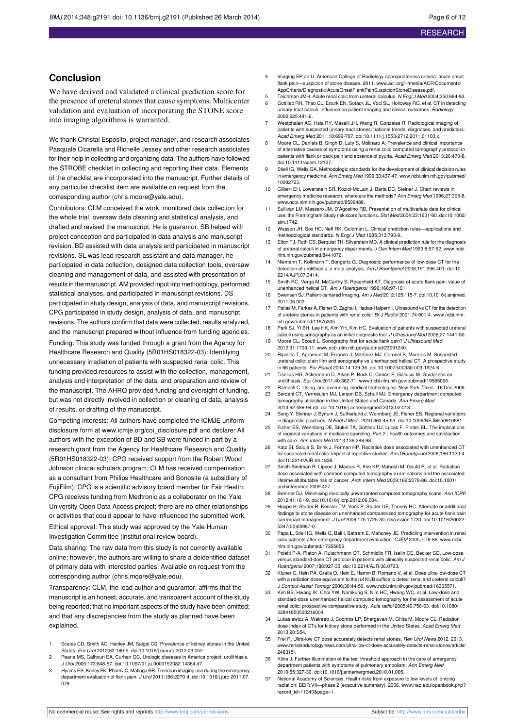## Conclusion

We have derived and validated a clinical prediction score for the presence of ureteral stones that cause symptoms. Multicenter validation and evaluation of incorporating the STONE score into imaging algorithms is warranted.

We thank Christal Esposito, project manager, and research associates Pasquale Cicarella and Richelle Jessey and other research associates for their help in collecting and organizing data. The authors have followed the STROBE checklist in collecting and reporting their data. Elements of the checklist are incorporated into the manuscript. Further details of any particular checklist item are available on request from the corresponding author (chris.moore@yale.edu).

Contributors: CLM conceived the work, monitored data collection for the whole trial, oversaw data cleaning and statistical analysis, and drafted and revised the manuscript. He is guarantor. SB helped with project conception and participated in data analysis and manuscript revision. BD assisted with data analysis and participated in manuscript revisions. SL was lead research assistant and data manager, he participated in data collection, designed data collection tools, oversaw cleaning and management of data, and assisted with presentation of results in the manuscript. AM provided input into methodology, performed statistical analyses, and participated in manuscript revisions. DS participated in study design, analysis of data, and manuscript revisions. CPG participated in study design, analysis of data, and manuscript revisions. The authors confirm that data were collected, results analyzed, and the manuscript prepared without influence from funding agencies.

Funding: This study was funded through a grant from the Agency for Healthcare Research and Quality (5R01HS018322-03): Identifying unnecessary irradiation of patients with suspected renal colic. This funding provided resources to assist with the collection, management, analysis and interpretation of the data, and preparation and review of the manuscript. The AHRQ provided funding and oversight of funding, but was not directly involved in collection or cleaning of data, analysis of results, or drafting of the manuscript.

Competing interests: All authors have completed the ICMJE uniform disclosure form at www.icmje.org/coi_disclosure.pdf and declare: All authors with the exception of BD and SB were funded in part by a research grant from the Agency for Healthcare Research and Quality (5R01HS018322-03); CPG received support from the Robert Wood Johnson clinical scholars program; CLM has received compensation as a consultant from Philips Healthcare and Sonosite (a subsidiary of FujiFilm); CPG is a scientific advisory board member for Fair Health; CPG receives funding from Medtronic as a collaborator on the Yale University Open Data Access project; there are no other relationships or activities that could appear to have influenced the submitted work.

Ethical approval: This study was approved by the Yale Human Investigation Committee (institutional review board).

Data sharing: The raw data from this study is not currently available online; however, the authors are willing to share a deidentified dataset of primary data with interested parties. Available on request from the corresponding author (chris.moore@yale.edu).

Transparency: CLM, the lead author and guarantor, affirms that the manuscript is an honest, accurate, and transparent account of the study being reported; that no important aspects of the study have been omitted; and that any discrepancies from the study as planned have been explained.

1. Scales CD, Smith AC, Hanley JM, Saigal CS. Prevalence of kidney stones in the United States. *Eur Urol* 2012;62:160-5. doi:10.1016/j.eururo.2012.03.052.
2. Pearle MS, Calhoun EA, Curhan GC. Urologic diseases in America project: urolithiasis. *J Urol* 2005;173:848-57. doi:10.1097/01.ju.0000152082.14384.d7.
3. Hyams ES, Korley FK, Pham JC, Matlaga BR. Trends in imaging use during the emergency department evaluation of flank pain. *J Urol* 2011;186:2270-4. doi:10.1016/j.juro.2011.07.079.
4. Imaging EP on U. American College of Radiology appropriateness criteria: acute onset flank pain—suspicion of stone disease. 2011. www.acr.org/~/media/ACR/Documents/AppCriteria/Diagnostic/AcuteOnsetFlankPainSuspicionStoneDisease.pdf.
5. Teichman JMH. Acute renal colic from ureteral calculus. *N Engl J Med* 2004;350:684-93.
6. Gottlieb RH, Thao CL, Erturk EN, Sotack JL, Voci SL, Holloway RG, et al. CT in detecting urinary tract calculi: influence on patient imaging and clinical outcomes. *Radiology* 2002;225:441-9.
7. Westphalen AC, Hsia RY, Maselli JH, Wang R, Gonzales R. Radiological imaging of patients with suspected urinary tract stones: national trends, diagnoses, and predictors. *Acad Emerg Med* 2011;18:699-707. doi:10.1111/j.1553-2712.2011.01103.x.
8. Moore CL, Daniels B, Singh D, Luty S, Molinaro A. Prevalence and clinical importance of alternative causes of symptoms using a renal colic computed tomography protocol in patients with flank or back pain and absence of pyuria. *Acad Emerg Med* 2013;20:470-8. doi:10.1111/acem.12127.
9. Stiell IG, Wells GA. Methodologic standards for the development of clinical decision rules in emergency medicine. *Ann Emerg Med* 1999;33:437-47. www.ncbi.nlm.nih.gov/pubmed/10092723.
10. Gilbert EH, Lowenstein SR, Koziol-McLain J, Barta DC, Steiner J. Chart reviews in emergency medicine research: where are the methods? *Ann Emerg Med* 1996;27:305-8. www.ncbi.nlm.nih.gov/pubmed/8599488.
11. Sullivan LM, Massaro JM, D'Agostino RB. Presentation of multivariate data for clinical use: the Framingham Study risk score functions. *Stat Med* 2004;23:1631-60. doi:10.1002/sim.1742.
12. Wasson JH, Sox HC, Neff RK, Goldman L. Clinical prediction rules—applications and methodological standards. *N Engl J Med* 1985;313:793-9.
13. Elton TJ, Roth CS, Berquist TH, Silverstein MD. A clinical prediction rule for the diagnosis of ureteral calculi in emergency departments. *J Gen Intern Med* 1993;8:57-62. www.ncbi.nlm.nih.gov/pubmed/8441076.
14. Niemann T, Kollmann T, Bongartz G. Diagnostic performance of low-dose CT for the detection of urolithiasis: a meta-analysis. *Am J Roentgenol* 2008;191:396-401. doi:10.2214/AJR.07.3414.
15. Smith RC, Verga M, McCarthy S, Rosenfield AT. Diagnosis of acute flank pain: value of unenhanced helical CT. *Am J Roentgenol* 1996;166:97-101.
16. Swensen SJ. Patient-centered Imaging. *Am J Med* 2012;125:115-7. doi:10.1016/j.amjmed.2011.06.002.
17. Patlas M, Farkas A, Fisher D, Zaghal I, Hadas-Halpern I. Ultrasound vs CT for the detection of ureteric stones in patients with renal colic. *Br J Radiol* 2001;74:901-4. www.ncbi.nlm.nih.gov/pubmed/11675305.
18. Park SJ, Yi BH, Lee HK, Kim YH, Kim HC. Evaluation of patients with suspected ureteral calculi using sonography as an initial diagnostic tool. *J Ultrasound Med* 2008;27:1441-50.
19. Moore CL, Scoutt L. Sonography first for acute flank pain? *J Ultrasound Med* 2012;31:1703-11. www.ncbi.nlm.nih.gov/pubmed/23091240.
20. Ripollés T, Agramunt M, Errando J, Martínez MJ, Coronel B, Morales M. Suspected ureteral colic: plain film and sonography vs unenhanced helical CT. A prospective study in 66 patients. *Eur Radiol* 2004;14:129-36. doi:10.1007/s00330-003-1924-6.
21. Tiselius HG, Ackermann D, Alken P, Buck C, Conort P, Gallucci M. Guidelines on urolithiasis. *Eur Urol* 2011;40:362-71. www.ncbi.nlm.nih.gov/pubmed/19585096.
22. Rampell C. Using, and overusing, medical technologies. *New York Times*. 16 Dec 2009.
23. Berdahl CT, Vermeulen MJ, Larson DB, Schull MJ. Emergency department computed tomography utilization in the United States and Canada. *Ann Emerg Med* 2013;62:486-94.e3. doi:10.1016/j.annemergmed.2013.02.018.
24. Song Y, Skinner J, Bynum J, Sutherland J, Wennberg JE, Fisher ES. Regional variations in diagnostic practices. *N Engl J Med*. 2010;363:45-53. doi:10.1056/NEJMsa0910881.
25. Fisher ES, Wennberg DE, Stukel TA, Gottlieb DJ, Lucas F, Pinder EL. The implications of regional variations in medicare spending. Part 2 : health outcomes and satisfaction with care. *Ann Intern Med* 2013;138:288-98.
26. Katz SI, Saluja S, Brink J, Forman HP. Radiation dose associated with unenhanced CT for suspected renal colic: impact of repetitive studies. *Am J Roentgenol* 2006;186:1120-4. doi:10.2214/AJR.04.1838.
27. Smith-Bindman R, Lipson J, Marcus R, Kim KP, Mahesh M, Gould R, et al. Radiation dose associated with common computed tomography examinations and the associated lifetime attributable risk of cancer. *Arch Intern Med* 2009;169:2078-86. doi:10.1001/archinternmed.2009.427.
28. Brenner DJ. Minimising medically unwarranted computed tomography scans. *Ann ICRP* 2012;41:161-9. doi:10.1016/j.icrp.2012.06.004.
29. Hoppe H, Studer R, Kessler TM, Vock P, Studer UE, Thoeny HC. Alternate or additional findings to stone disease on unenhanced computerized tomography for acute flank pain can impact management. *J Urol* 2006;175:1725-30; discussion 1730. doi:10.1016/S0022-5347(05)00987-0.
30. Papa L, Stiell IG, Wells G, Ball I, Battram E, Mahoney JE. Predicting intervention in renal colic patients after emergency department evaluation. *CJEM* 2005;7:78-86. www.ncbi.nlm.nih.gov/pubmed/17355656.
31. Poletti P-A, Platon A, Rutschmann OT, Schmidlin FR, Iselin CE, Becker CD. Low-dose versus standard-dose CT protocol in patients with clinically suspected renal colic. *Am J Roentgenol* 2007;188:927-33. doi:10.2214/AJR.06.0793.
32. Kluner C, Hein PA, Gralla O, Hein E, Hamm B, Romano V, et al. Does ultra-low-dose CT with a radiation dose equivalent to that of KUB suffice to detect renal and ureteral calculi? *J Comput Assist Tomogr* 2006;30:44-50. www.ncbi.nlm.nih.gov/pubmed/16365571.
33. Kim BS, Hwang IK, Choi YW, Namkung S, Kim HC, Hwang WC, et al. Low-dose and standard-dose unenhanced helical computed tomography for the assessment of acute renal colic: prospective comparative study. *Acta radiol* 2005;46:756-63. doi:10.1080/02841850500216004.
34. Lukasiewicz A, Weinreb J, Coombs LP, Bhargavan M, Ghita M, Moore CL. Radiation dose index of CTs for kidney stone performed in the United States. *Acad Emerg Med* 2013;20:S54.
35. Frei R. Ultra-low CT dose accurately detects renal stones. *Ren Urol News* 2012. 2013. www.renalandurologynews.com/ultra-low-ct-dose-accurately-detects-renal-stones/article/248315/.
36. Kline J. Further illumination of the test threshold approach in the care of emergency department patients with symptoms of pulmonary embolism. *Ann Emerg Med* 2010;55:327-30. doi:10.1016/j.annemergmed.2010.01.005.
37. National Academy of Sciences. Health risks from exposure to low levels of ionizing radiation: BEIR VII—phase 2 (executive summary). 2006. www.nap.edu/openbook.php?record_id=11340&page=1.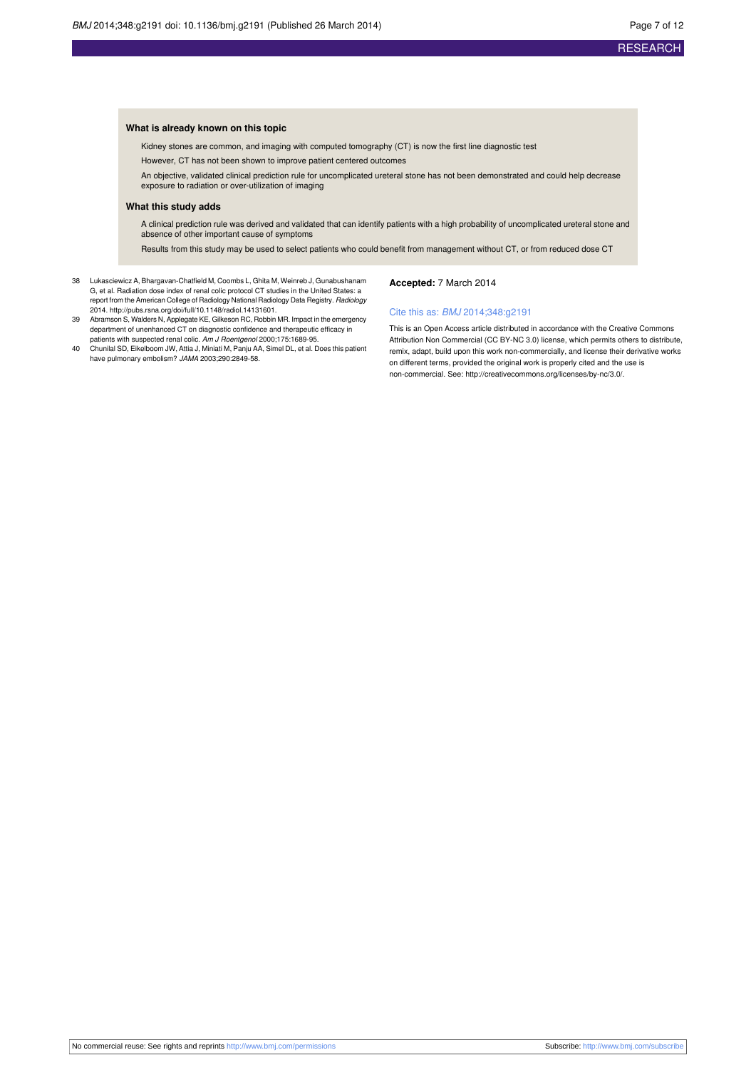### What is already known on this topic

Kidney stones are common, and imaging with computed tomography (CT) is now the first line diagnostic test

However, CT has not been shown to improve patient centered outcomes

An objective, validated clinical prediction rule for uncomplicated ureteral stone has not been demonstrated and could help decrease exposure to radiation or over-utilization of imaging

### What this study adds

A clinical prediction rule was derived and validated that can identify patients with a high probability of uncomplicated ureteral stone and absence of other important cause of symptoms

Results from this study may be used to select patients who could benefit from management without CT, or from reduced dose CT

38 Lukasciewicz A, Bhargavan-Chatfield M, Coombs L, Ghita M, Weinreb J, Gunabushanam G, et al. Radiation dose index of renal colic protocol CT studies in the United States: a report from the American College of Radiology National Radiology Data Registry. *Radiology* 2014. http://pubs.rsna.org/doi/full/10.1148/radiol.14131601.

39 Abramson S, Walders N, Applegate KE, Gilkeson RC, Robbin MR. Impact in the emergency department of unenhanced CT on diagnostic confidence and therapeutic efficacy in patients with suspected renal colic. *Am J Roentgenol* 2000;175:1689-95.

40 Chunilal SD, Eikelboom JW, Attia J, Miniati M, Panju AA, Simel DL, et al. Does this patient have pulmonary embolism? *JAMA* 2003;290:2849-58.

**Accepted:** 7 March 2014

Cite this as: *BMJ* 2014;348:g2191

This is an Open Access article distributed in accordance with the Creative Commons Attribution Non Commercial (CC BY-NC 3.0) license, which permits others to distribute, remix, adapt, build upon this work non-commercially, and license their derivative works on different terms, provided the original work is properly cited and the use is non-commercial. See: http://creativecommons.org/licenses/by-nc/3.0/.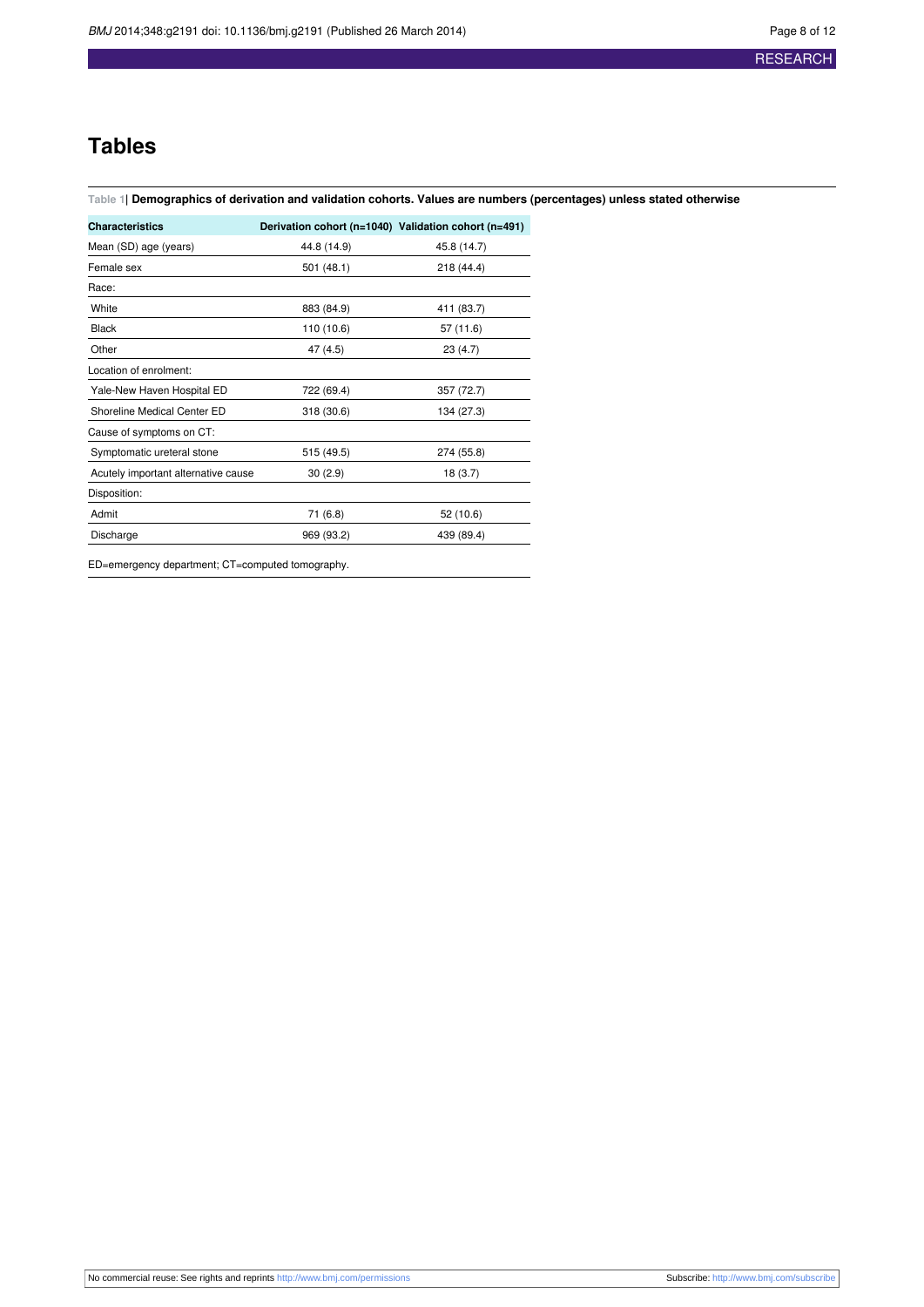# Tables

**Table 1| Demographics of derivation and validation cohorts. Values are numbers (percentages) unless stated otherwise**

| Characteristics | Derivation cohort (n=1040) | Validation cohort (n=491) |
|---|---|---|
| Mean (SD) age (years) | 44.8 (14.9) | 45.8 (14.7) |
| Female sex | 501 (48.1) | 218 (44.4) |
| Race: | | |
| White | 883 (84.9) | 411 (83.7) |
| Black | 110 (10.6) | 57 (11.6) |
| Other | 47 (4.5) | 23 (4.7) |
| Location of enrolment: | | |
| Yale-New Haven Hospital ED | 722 (69.4) | 357 (72.7) |
| Shoreline Medical Center ED | 318 (30.6) | 134 (27.3) |
| Cause of symptoms on CT: | | |
| Symptomatic ureteral stone | 515 (49.5) | 274 (55.8) |
| Acutely important alternative cause | 30 (2.9) | 18 (3.7) |
| Disposition: | | |
| Admit | 71 (6.8) | 52 (10.6) |
| Discharge | 969 (93.2) | 439 (89.4) |

ED=emergency department; CT=computed tomography.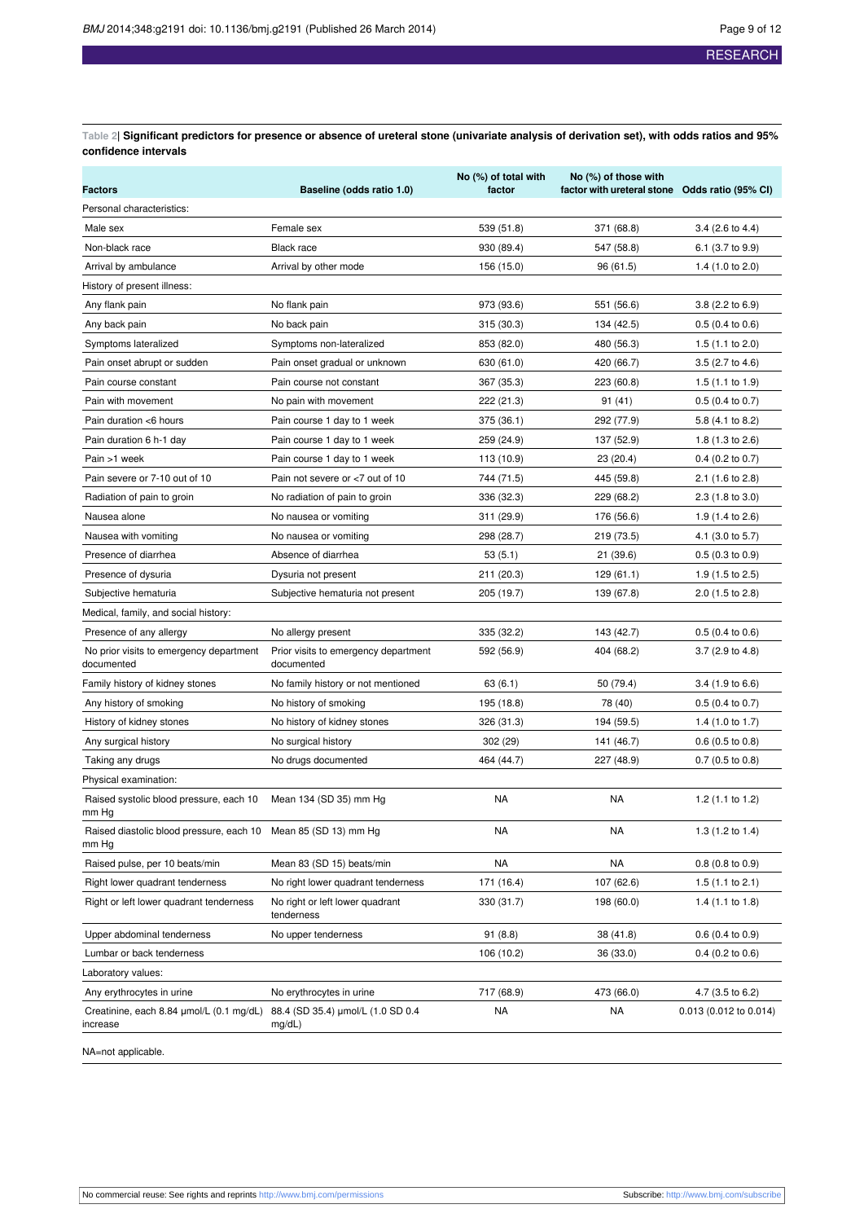**Table 2| Significant predictors for presence or absence of ureteral stone (univariate analysis of derivation set), with odds ratios and 95% confidence intervals**

| Factors | Baseline (odds ratio 1.0) | No (%) of total with factor | No (%) of those with factor with ureteral stone | Odds ratio (95% CI) |
|---|---|---|---|---|
| Personal characteristics: | | | | |
| Male sex | Female sex | 539 (51.8) | 371 (68.8) | 3.4 (2.6 to 4.4) |
| Non-black race | Black race | 930 (89.4) | 547 (58.8) | 6.1 (3.7 to 9.9) |
| Arrival by ambulance | Arrival by other mode | 156 (15.0) | 96 (61.5) | 1.4 (1.0 to 2.0) |
| History of present illness: | | | | |
| Any flank pain | No flank pain | 973 (93.6) | 551 (56.6) | 3.8 (2.2 to 6.9) |
| Any back pain | No back pain | 315 (30.3) | 134 (42.5) | 0.5 (0.4 to 0.6) |
| Symptoms lateralized | Symptoms non-lateralized | 853 (82.0) | 480 (56.3) | 1.5 (1.1 to 2.0) |
| Pain onset abrupt or sudden | Pain onset gradual or unknown | 630 (61.0) | 420 (66.7) | 3.5 (2.7 to 4.6) |
| Pain course constant | Pain course not constant | 367 (35.3) | 223 (60.8) | 1.5 (1.1 to 1.9) |
| Pain with movement | No pain with movement | 222 (21.3) | 91 (41) | 0.5 (0.4 to 0.7) |
| Pain duration <6 hours | Pain course 1 day to 1 week | 375 (36.1) | 292 (77.9) | 5.8 (4.1 to 8.2) |
| Pain duration 6 h-1 day | Pain course 1 day to 1 week | 259 (24.9) | 137 (52.9) | 1.8 (1.3 to 2.6) |
| Pain >1 week | Pain course 1 day to 1 week | 113 (10.9) | 23 (20.4) | 0.4 (0.2 to 0.7) |
| Pain severe or 7-10 out of 10 | Pain not severe or <7 out of 10 | 744 (71.5) | 445 (59.8) | 2.1 (1.6 to 2.8) |
| Radiation of pain to groin | No radiation of pain to groin | 336 (32.3) | 229 (68.2) | 2.3 (1.8 to 3.0) |
| Nausea alone | No nausea or vomiting | 311 (29.9) | 176 (56.6) | 1.9 (1.4 to 2.6) |
| Nausea with vomiting | No nausea or vomiting | 298 (28.7) | 219 (73.5) | 4.1 (3.0 to 5.7) |
| Presence of diarrhea | Absence of diarrhea | 53 (5.1) | 21 (39.6) | 0.5 (0.3 to 0.9) |
| Presence of dysuria | Dysuria not present | 211 (20.3) | 129 (61.1) | 1.9 (1.5 to 2.5) |
| Subjective hematuria | Subjective hematuria not present | 205 (19.7) | 139 (67.8) | 2.0 (1.5 to 2.8) |
| Medical, family, and social history: | | | | |
| Presence of any allergy | No allergy present | 335 (32.2) | 143 (42.7) | 0.5 (0.4 to 0.6) |
| No prior visits to emergency department documented | Prior visits to emergency department documented | 592 (56.9) | 404 (68.2) | 3.7 (2.9 to 4.8) |
| Family history of kidney stones | No family history or not mentioned | 63 (6.1) | 50 (79.4) | 3.4 (1.9 to 6.6) |
| Any history of smoking | No history of smoking | 195 (18.8) | 78 (40) | 0.5 (0.4 to 0.7) |
| History of kidney stones | No history of kidney stones | 326 (31.3) | 194 (59.5) | 1.4 (1.0 to 1.7) |
| Any surgical history | No surgical history | 302 (29) | 141 (46.7) | 0.6 (0.5 to 0.8) |
| Taking any drugs | No drugs documented | 464 (44.7) | 227 (48.9) | 0.7 (0.5 to 0.8) |
| Physical examination: | | | | |
| Raised systolic blood pressure, each 10 mm Hg | Mean 134 (SD 35) mm Hg | NA | NA | 1.2 (1.1 to 1.2) |
| Raised diastolic blood pressure, each 10 mm Hg | Mean 85 (SD 13) mm Hg | NA | NA | 1.3 (1.2 to 1.4) |
| Raised pulse, per 10 beats/min | Mean 83 (SD 15) beats/min | NA | NA | 0.8 (0.8 to 0.9) |
| Right lower quadrant tenderness | No right lower quadrant tenderness | 171 (16.4) | 107 (62.6) | 1.5 (1.1 to 2.1) |
| Right or left lower quadrant tenderness | No right or left lower quadrant tenderness | 330 (31.7) | 198 (60.0) | 1.4 (1.1 to 1.8) |
| Upper abdominal tenderness | No upper tenderness | 91 (8.8) | 38 (41.8) | 0.6 (0.4 to 0.9) |
| Lumbar or back tenderness | | 106 (10.2) | 36 (33.0) | 0.4 (0.2 to 0.6) |
| Laboratory values: | | | | |
| Any erythrocytes in urine | No erythrocytes in urine | 717 (68.9) | 473 (66.0) | 4.7 (3.5 to 6.2) |
| Creatinine, each 8.84 μmol/L (0.1 mg/dL) increase | 88.4 (SD 35.4) μmol/L (1.0 SD 0.4 mg/dL) | NA | NA | 0.013 (0.012 to 0.014) |

NA=not applicable.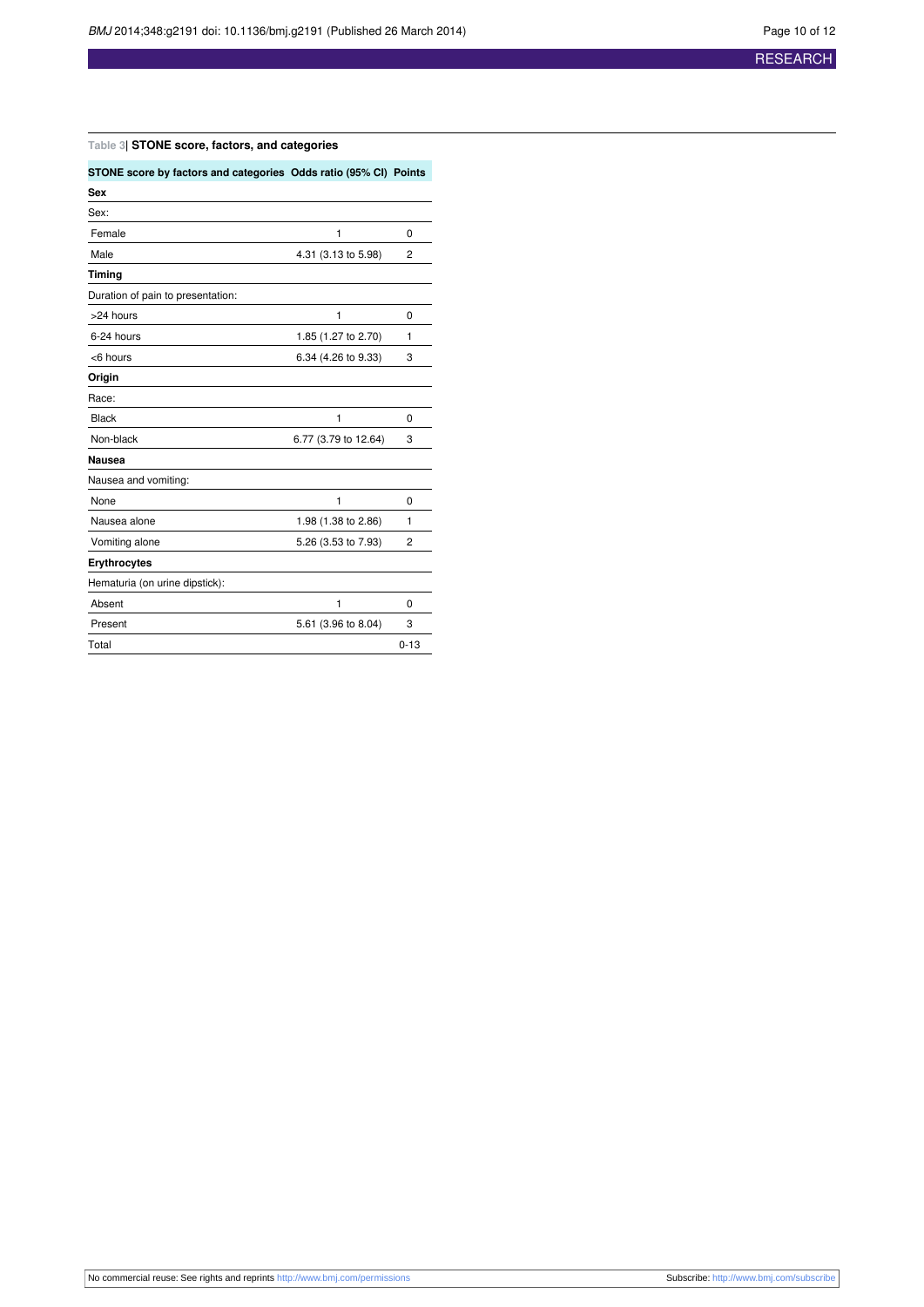Table 3| **STONE score, factors, and categories**

| STONE score by factors and categories | Odds ratio (95% CI) | Points |
|---|---|---|
| **Sex** | | |
| Sex: | | |
| Female | 1 | 0 |
| Male | 4.31 (3.13 to 5.98) | 2 |
| **Timing** | | |
| Duration of pain to presentation: | | |
| >24 hours | 1 | 0 |
| 6-24 hours | 1.85 (1.27 to 2.70) | 1 |
| <6 hours | 6.34 (4.26 to 9.33) | 3 |
| **Origin** | | |
| Race: | | |
| Black | 1 | 0 |
| Non-black | 6.77 (3.79 to 12.64) | 3 |
| **Nausea** | | |
| Nausea and vomiting: | | |
| None | 1 | 0 |
| Nausea alone | 1.98 (1.38 to 2.86) | 1 |
| Vomiting alone | 5.26 (3.53 to 7.93) | 2 |
| **Erythrocytes** | | |
| Hematuria (on urine dipstick): | | |
| Absent | 1 | 0 |
| Present | 5.61 (3.96 to 8.04) | 3 |
| Total | | 0-13 |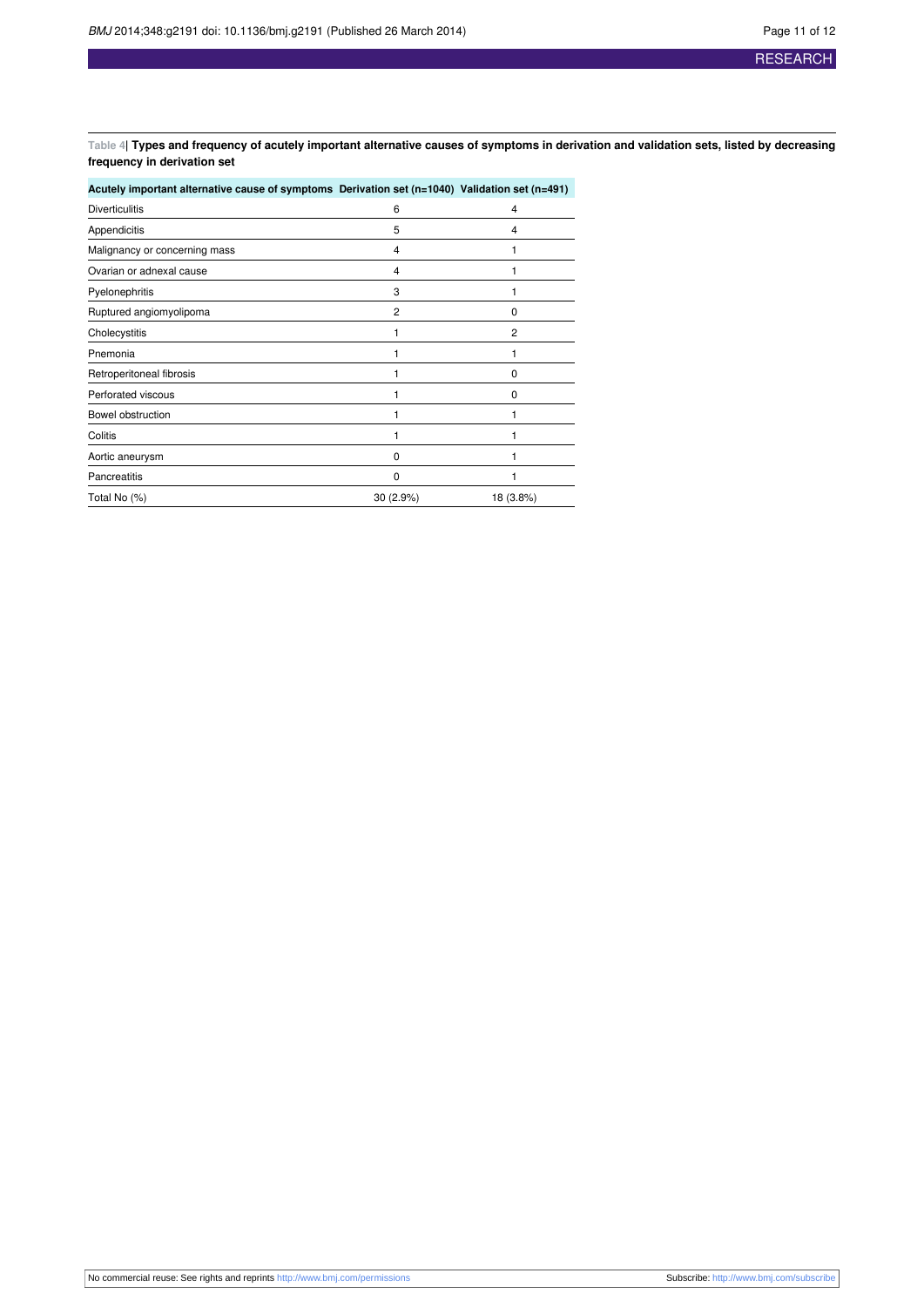**Table 4| Types and frequency of acutely important alternative causes of symptoms in derivation and validation sets, listed by decreasing frequency in derivation set**

| Acutely important alternative cause of symptoms | Derivation set (n=1040) | Validation set (n=491) |
|---|---|---|
| Diverticulitis | 6 | 4 |
| Appendicitis | 5 | 4 |
| Malignancy or concerning mass | 4 | 1 |
| Ovarian or adnexal cause | 4 | 1 |
| Pyelonephritis | 3 | 1 |
| Ruptured angiomyolipoma | 2 | 0 |
| Cholecystitis | 1 | 2 |
| Pnemonia | 1 | 1 |
| Retroperitoneal fibrosis | 1 | 0 |
| Perforated viscous | 1 | 0 |
| Bowel obstruction | 1 | 1 |
| Colitis | 1 | 1 |
| Aortic aneurysm | 0 | 1 |
| Pancreatitis | 0 | 1 |
| Total No (%) | 30 (2.9%) | 18 (3.8%) |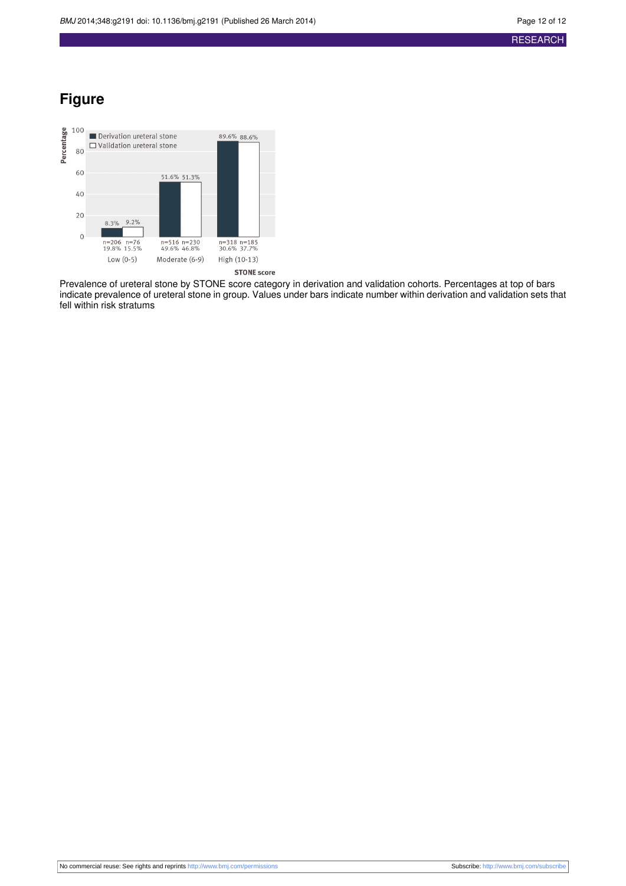# Figure

Percentage

100

80

60

40

20

0

Derivation ureteral stone

Validation ureteral stone

8.3% 9.2%

51.6% 51.3%

89.6% 88.6%

n=206 n=76
19.8% 15.5%
Low (0-5)

n=516 n=230
49.6% 46.8%
Moderate (6-9)

n=318 n=185
30.6% 37.7%
High (10-13)

STONE score

Prevalence of ureteral stone by STONE score category in derivation and validation cohorts. Percentages at top of bars indicate prevalence of ureteral stone in group. Values under bars indicate number within derivation and validation sets that fell within risk stratums